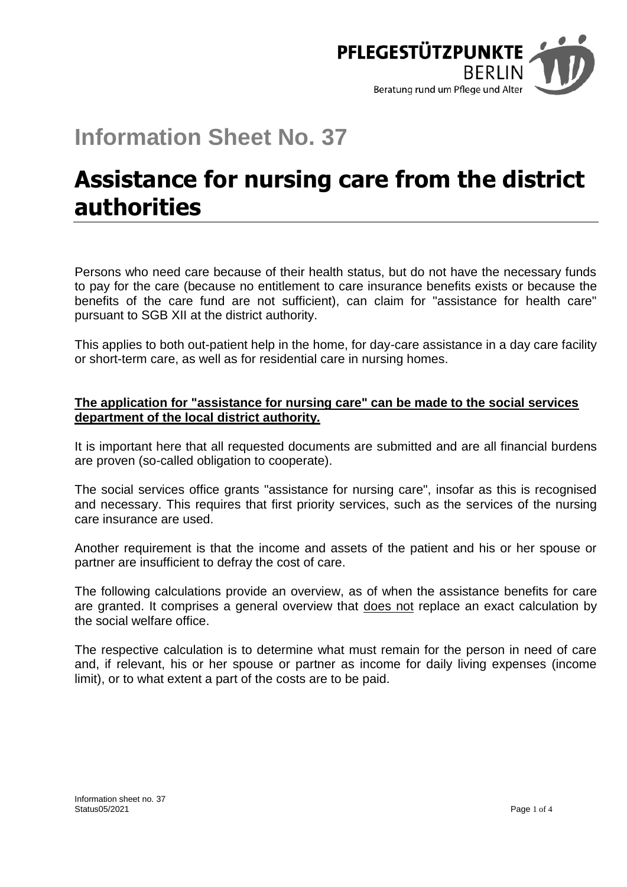PFLEGESTÜTZPUNKTE BERLIN
Beratung rund um Pflege und Alter

# Information Sheet No. 37

# Assistance for nursing care from the district authorities

Persons who need care because of their health status, but do not have the necessary funds to pay for the care (because no entitlement to care insurance benefits exists or because the benefits of the care fund are not sufficient), can claim for "assistance for health care" pursuant to SGB XII at the district authority.

This applies to both out-patient help in the home, for day-care assistance in a day care facility or short-term care, as well as for residential care in nursing homes.

**The application for "assistance for nursing care" can be made to the social services department of the local district authority.**

It is important here that all requested documents are submitted and are all financial burdens are proven (so-called obligation to cooperate).

The social services office grants "assistance for nursing care", insofar as this is recognised and necessary. This requires that first priority services, such as the services of the nursing care insurance are used.

Another requirement is that the income and assets of the patient and his or her spouse or partner are insufficient to defray the cost of care.

The following calculations provide an overview, as of when the assistance benefits for care are granted. It comprises a general overview that does not replace an exact calculation by the social welfare office.

The respective calculation is to determine what must remain for the person in need of care and, if relevant, his or her spouse or partner as income for daily living expenses (income limit), or to what extent a part of the costs are to be paid.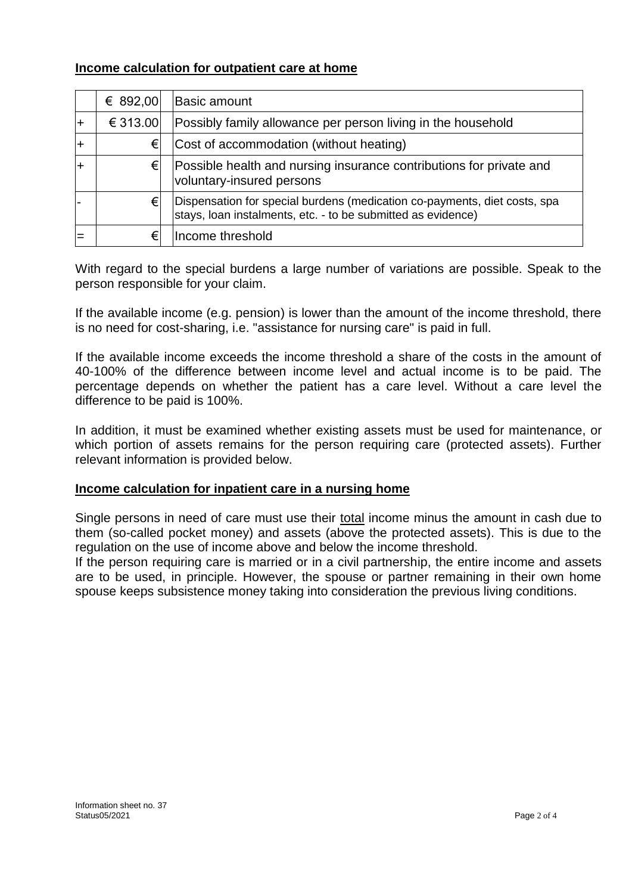## Income calculation for outpatient care at home

| | | |
|---|---|---|
| | € 892,00 | Basic amount |
| + | € 313.00 | Possibly family allowance per person living in the household |
| + | € | Cost of accommodation (without heating) |
| + | € | Possible health and nursing insurance contributions for private and voluntary-insured persons |
| - | € | Dispensation for special burdens (medication co-payments, diet costs, spa stays, loan instalments, etc. - to be submitted as evidence) |
| = | € | Income threshold |

With regard to the special burdens a large number of variations are possible. Speak to the person responsible for your claim.

If the available income (e.g. pension) is lower than the amount of the income threshold, there is no need for cost-sharing, i.e. "assistance for nursing care" is paid in full.

If the available income exceeds the income threshold a share of the costs in the amount of 40-100% of the difference between income level and actual income is to be paid. The percentage depends on whether the patient has a care level. Without a care level the difference to be paid is 100%.

In addition, it must be examined whether existing assets must be used for maintenance, or which portion of assets remains for the person requiring care (protected assets). Further relevant information is provided below.

## Income calculation for inpatient care in a nursing home

Single persons in need of care must use their total income minus the amount in cash due to them (so-called pocket money) and assets (above the protected assets). This is due to the regulation on the use of income above and below the income threshold.
If the person requiring care is married or in a civil partnership, the entire income and assets are to be used, in principle. However, the spouse or partner remaining in their own home spouse keeps subsistence money taking into consideration the previous living conditions.

Information sheet no. 37
Status05/2021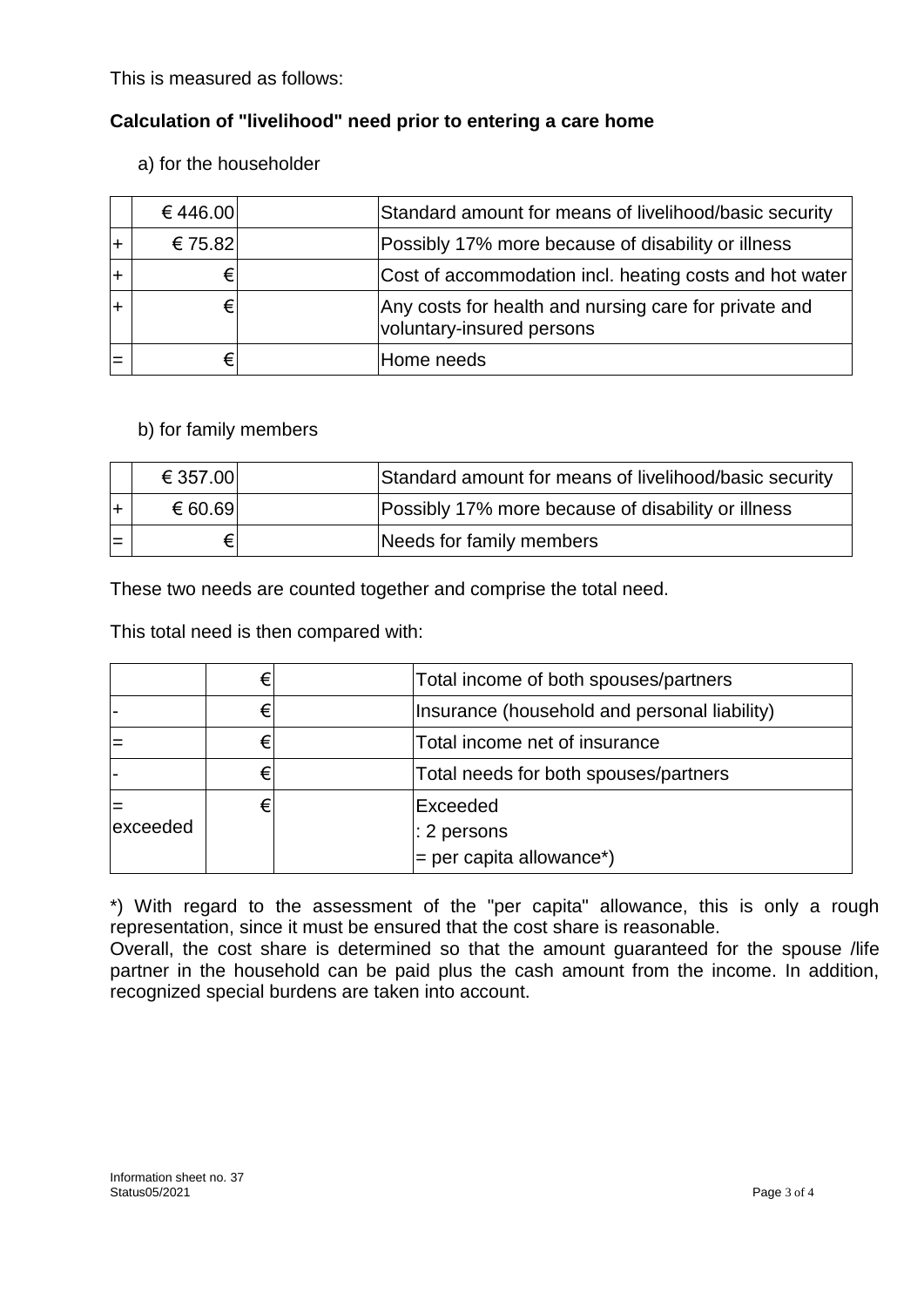This is measured as follows:

**Calculation of "livelihood" need prior to entering a care home**

a) for the householder

| | | | |
|---|---|---|---|
| | € 446.00 | | Standard amount for means of livelihood/basic security |
| + | € 75.82 | | Possibly 17% more because of disability or illness |
| + | € | | Cost of accommodation incl. heating costs and hot water |
| + | € | | Any costs for health and nursing care for private and voluntary-insured persons |
| = | € | | Home needs |

b) for family members

| | | | |
|---|---|---|---|
| | € 357.00 | | Standard amount for means of livelihood/basic security |
| + | € 60.69 | | Possibly 17% more because of disability or illness |
| = | € | | Needs for family members |

These two needs are counted together and comprise the total need.

This total need is then compared with:

| | | | |
|---|---|---|---|
| | € | | Total income of both spouses/partners |
| - | € | | Insurance (household and personal liability) |
| = | € | | Total income net of insurance |
| - | € | | Total needs for both spouses/partners |
| = exceeded | € | | Exceeded<br>: 2 persons<br>= per capita allowance*) |

*) With regard to the assessment of the "per capita" allowance, this is only a rough representation, since it must be ensured that the cost share is reasonable.
Overall, the cost share is determined so that the amount guaranteed for the spouse /life partner in the household can be paid plus the cash amount from the income. In addition, recognized special burdens are taken into account.

Information sheet no. 37
Status05/2021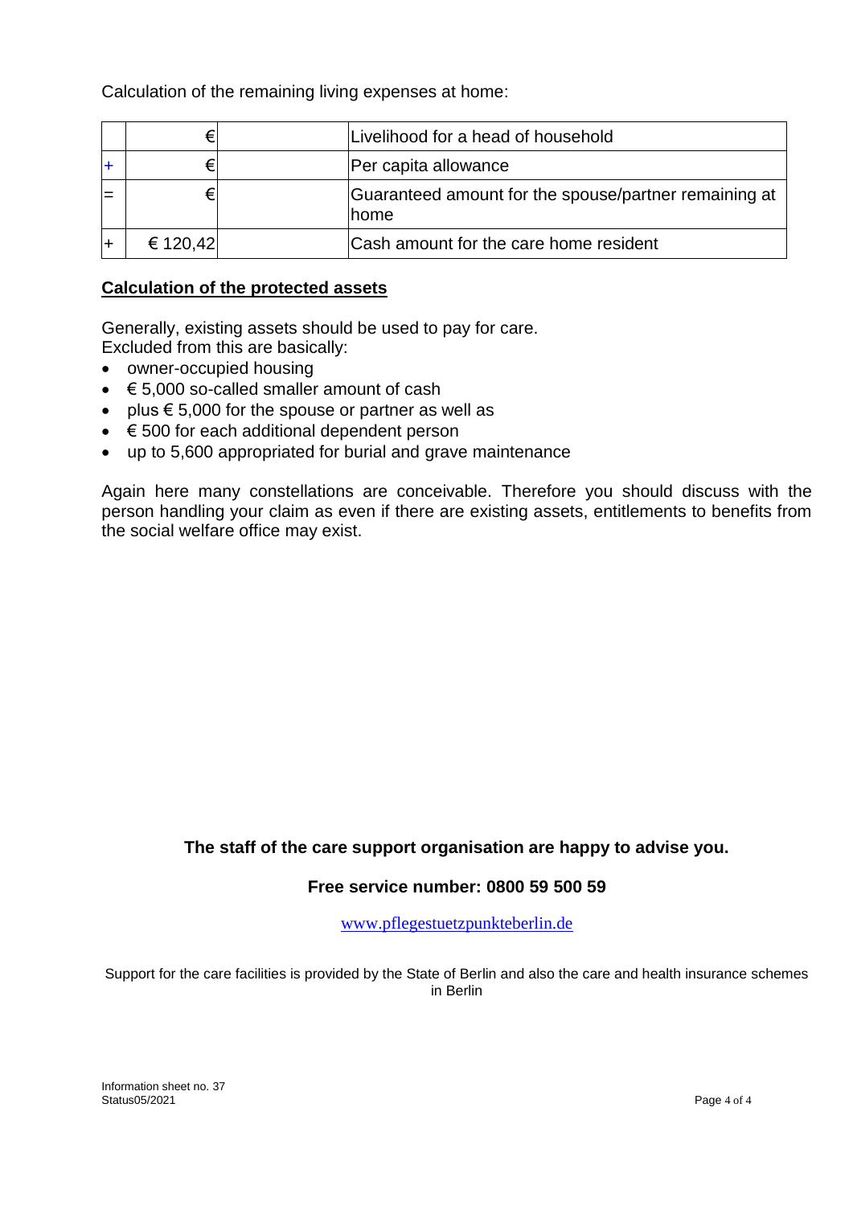Calculation of the remaining living expenses at home:

| | | | |
|---|---|---|---|
| | € | | Livelihood for a head of household |
| + | € | | Per capita allowance |
| = | € | | Guaranteed amount for the spouse/partner remaining at home |
| + | € 120,42 | | Cash amount for the care home resident |

**Calculation of the protected assets**

Generally, existing assets should be used to pay for care.
Excluded from this are basically:

- owner-occupied housing
- € 5,000 so-called smaller amount of cash
- plus € 5,000 for the spouse or partner as well as
- € 500 for each additional dependent person
- up to 5,600 appropriated for burial and grave maintenance

Again here many constellations are conceivable. Therefore you should discuss with the person handling your claim as even if there are existing assets, entitlements to benefits from the social welfare office may exist.

**The staff of the care support organisation are happy to advise you.**

**Free service number: 0800 59 500 59**

www.pflegestuetzpunkteberlin.de

Support for the care facilities is provided by the State of Berlin and also the care and health insurance schemes in Berlin

Information sheet no. 37
Status05/2021